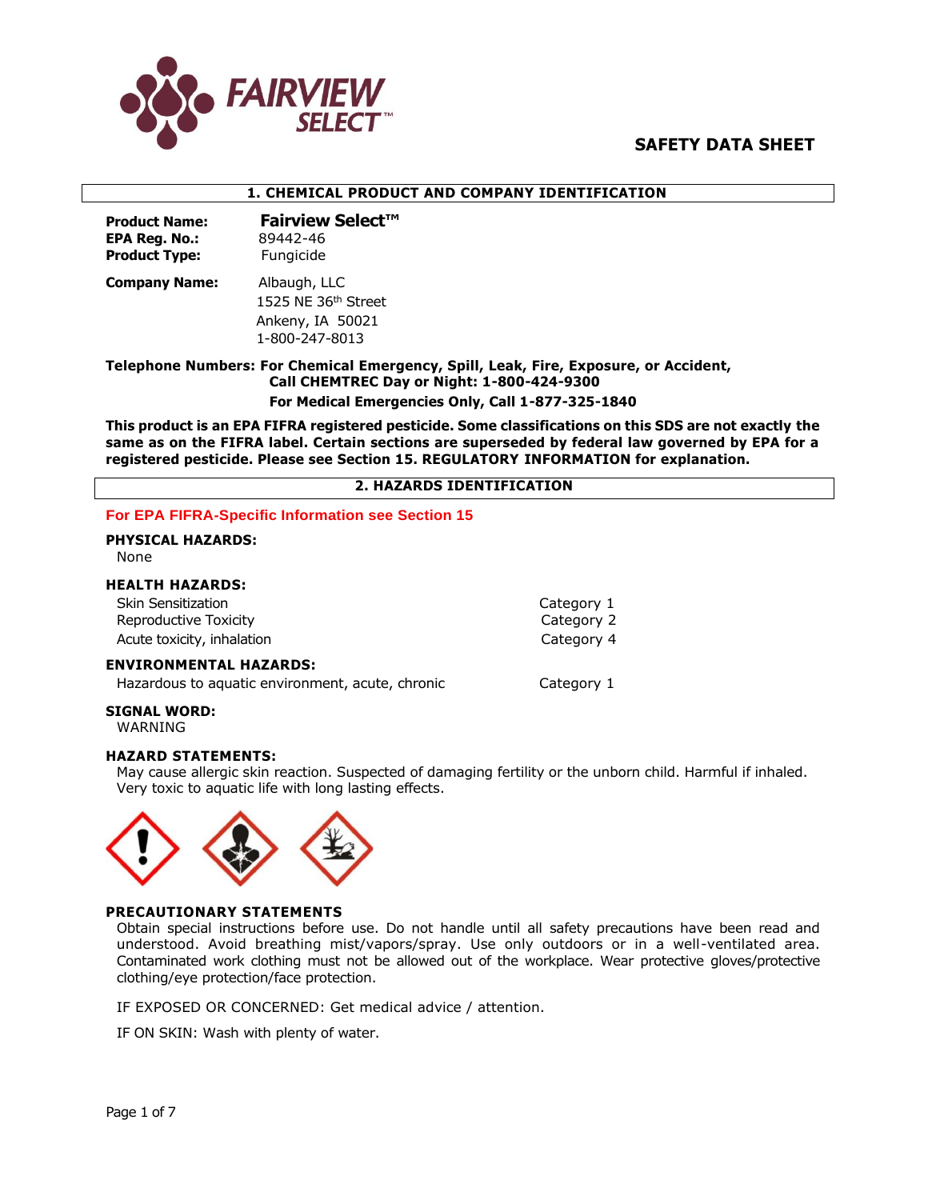FAIRVIEW SELECT™

# SAFETY DATA SHEET

## 1. CHEMICAL PRODUCT AND COMPANY IDENTIFICATION

**Product Name:** **Fairview Select™**
**EPA Reg. No.:** 89442-46
**Product Type:** Fungicide

**Company Name:** Albaugh, LLC
1525 NE 36th Street
Ankeny, IA 50021
1-800-247-8013

**Telephone Numbers: For Chemical Emergency, Spill, Leak, Fire, Exposure, or Accident, Call CHEMTREC Day or Night: 1-800-424-9300**
**For Medical Emergencies Only, Call 1-877-325-1840**

**This product is an EPA FIFRA registered pesticide. Some classifications on this SDS are not exactly the same as on the FIFRA label. Certain sections are superseded by federal law governed by EPA for a registered pesticide. Please see Section 15. REGULATORY INFORMATION for explanation.**

## 2. HAZARDS IDENTIFICATION

**For EPA FIFRA-Specific Information see Section 15**

**PHYSICAL HAZARDS:**
None

**HEALTH HAZARDS:**

| | |
|---|---|
| Skin Sensitization | Category 1 |
| Reproductive Toxicity | Category 2 |
| Acute toxicity, inhalation | Category 4 |

**ENVIRONMENTAL HAZARDS:**

| | |
|---|---|
| Hazardous to aquatic environment, acute, chronic | Category 1 |

**SIGNAL WORD:**
WARNING

**HAZARD STATEMENTS:**
May cause allergic skin reaction. Suspected of damaging fertility or the unborn child. Harmful if inhaled. Very toxic to aquatic life with long lasting effects.

**PRECAUTIONARY STATEMENTS**
Obtain special instructions before use. Do not handle until all safety precautions have been read and understood. Avoid breathing mist/vapors/spray. Use only outdoors or in a well-ventilated area. Contaminated work clothing must not be allowed out of the workplace. Wear protective gloves/protective clothing/eye protection/face protection.

IF EXPOSED OR CONCERNED: Get medical advice / attention.

IF ON SKIN: Wash with plenty of water.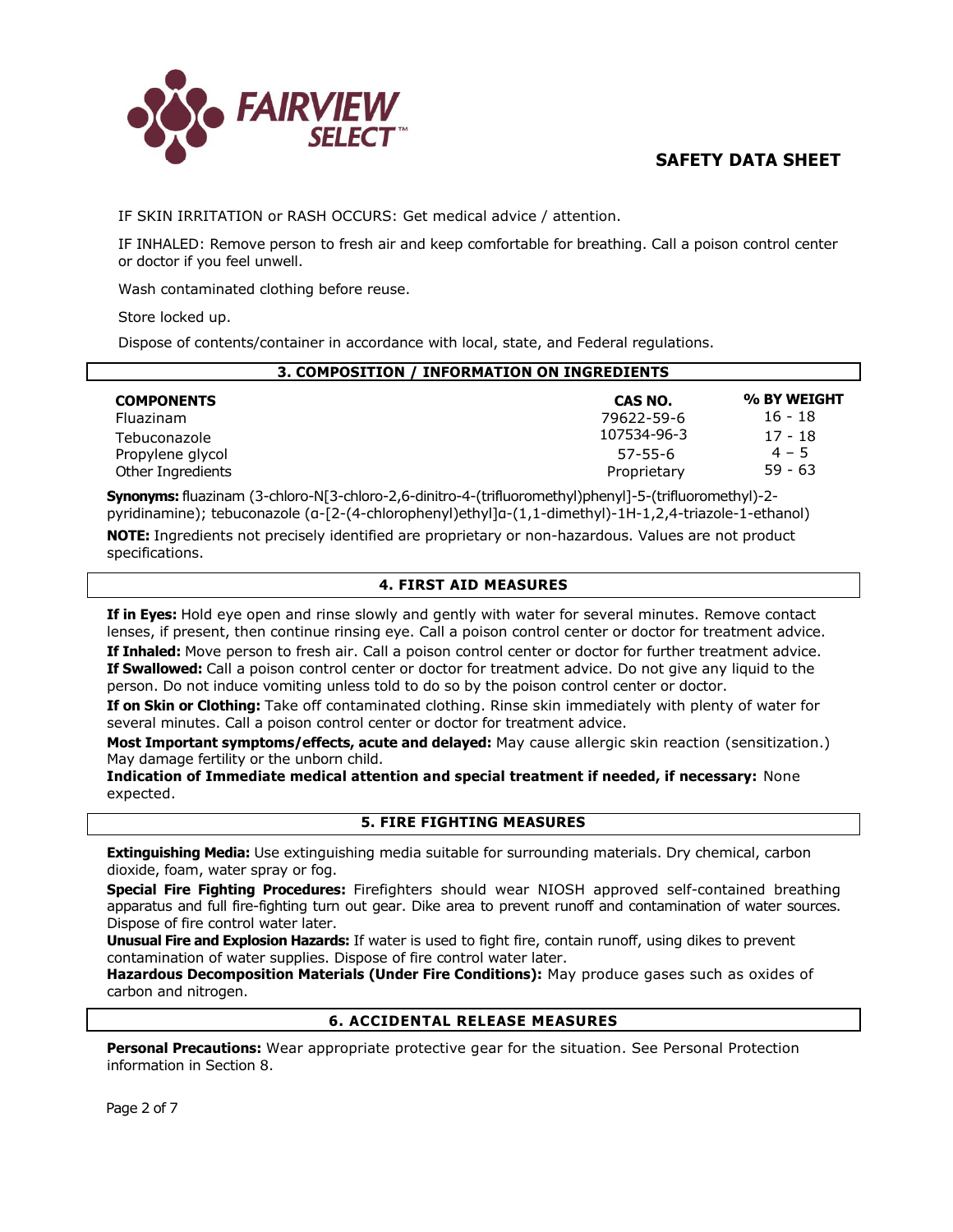IF SKIN IRRITATION or RASH OCCURS: Get medical advice / attention.

IF INHALED: Remove person to fresh air and keep comfortable for breathing. Call a poison control center or doctor if you feel unwell.

Wash contaminated clothing before reuse.

Store locked up.

Dispose of contents/container in accordance with local, state, and Federal regulations.

## 3. COMPOSITION / INFORMATION ON INGREDIENTS

| COMPONENTS | CAS NO. | % BY WEIGHT |
|---|---|---|
| Fluazinam | 79622-59-6 | 16 - 18 |
| Tebuconazole | 107534-96-3 | 17 - 18 |
| Propylene glycol | 57-55-6 | 4 – 5 |
| Other Ingredients | Proprietary | 59 - 63 |

**Synonyms:** fluazinam (3-chloro-N[3-chloro-2,6-dinitro-4-(trifluoromethyl)phenyl]-5-(trifluoromethyl)-2-pyridinamine); tebuconazole (α-[2-(4-chlorophenyl)ethyl]α-(1,1-dimethyl)-1H-1,2,4-triazole-1-ethanol)

**NOTE:** Ingredients not precisely identified are proprietary or non-hazardous. Values are not product specifications.

## 4. FIRST AID MEASURES

**If in Eyes:** Hold eye open and rinse slowly and gently with water for several minutes. Remove contact lenses, if present, then continue rinsing eye. Call a poison control center or doctor for treatment advice.

**If Inhaled:** Move person to fresh air. Call a poison control center or doctor for further treatment advice.

**If Swallowed:** Call a poison control center or doctor for treatment advice. Do not give any liquid to the person. Do not induce vomiting unless told to do so by the poison control center or doctor.

**If on Skin or Clothing:** Take off contaminated clothing. Rinse skin immediately with plenty of water for several minutes. Call a poison control center or doctor for treatment advice.

**Most Important symptoms/effects, acute and delayed:** May cause allergic skin reaction (sensitization.) May damage fertility or the unborn child.

**Indication of Immediate medical attention and special treatment if needed, if necessary:** None expected.

## 5. FIRE FIGHTING MEASURES

**Extinguishing Media:** Use extinguishing media suitable for surrounding materials. Dry chemical, carbon dioxide, foam, water spray or fog.

**Special Fire Fighting Procedures:** Firefighters should wear NIOSH approved self-contained breathing apparatus and full fire-fighting turn out gear. Dike area to prevent runoff and contamination of water sources. Dispose of fire control water later.

**Unusual Fire and Explosion Hazards:** If water is used to fight fire, contain runoff, using dikes to prevent contamination of water supplies. Dispose of fire control water later.

**Hazardous Decomposition Materials (Under Fire Conditions):** May produce gases such as oxides of carbon and nitrogen.

## 6. ACCIDENTAL RELEASE MEASURES

**Personal Precautions:** Wear appropriate protective gear for the situation. See Personal Protection information in Section 8.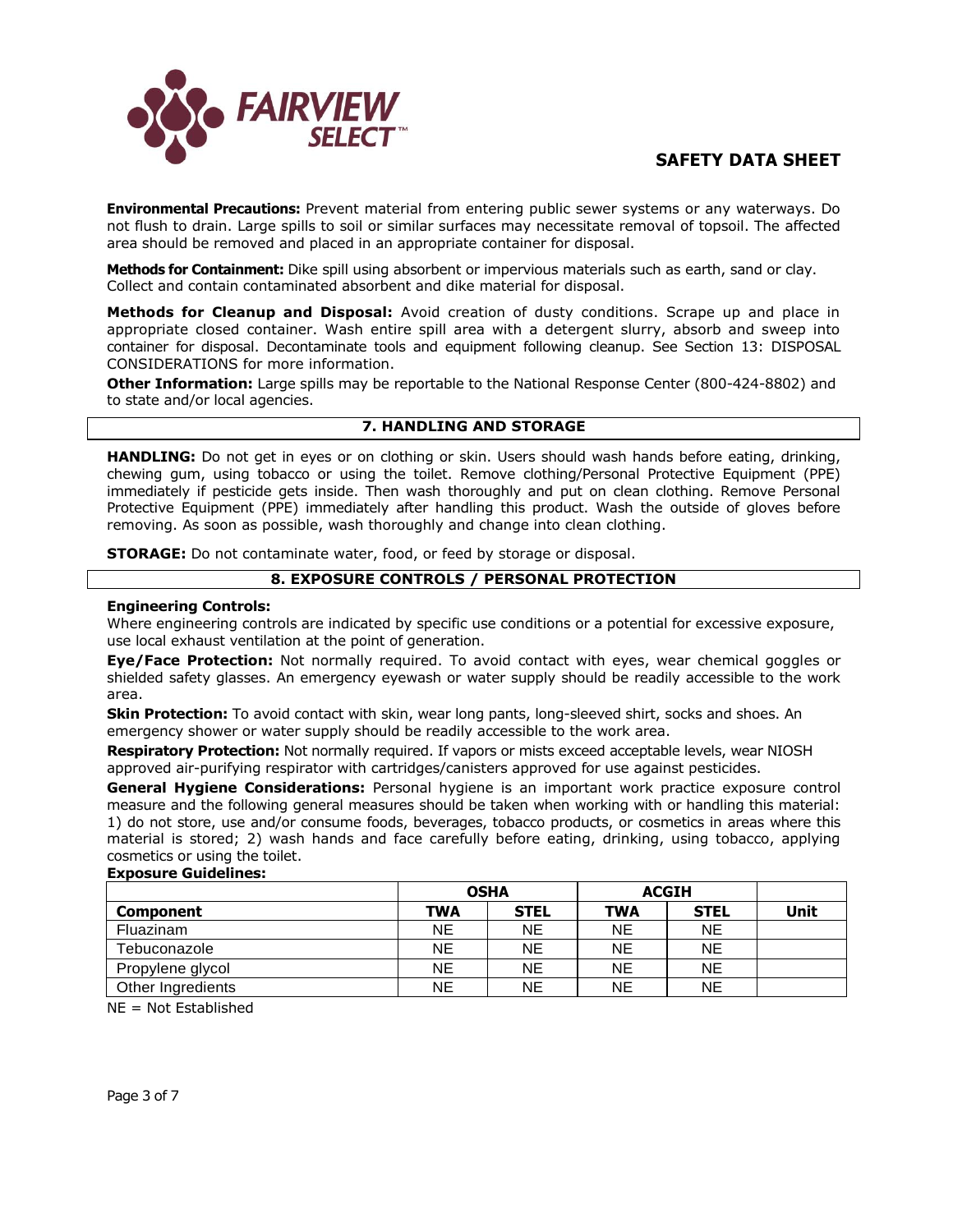**Environmental Precautions:** Prevent material from entering public sewer systems or any waterways. Do not flush to drain. Large spills to soil or similar surfaces may necessitate removal of topsoil. The affected area should be removed and placed in an appropriate container for disposal.

**Methods for Containment:** Dike spill using absorbent or impervious materials such as earth, sand or clay. Collect and contain contaminated absorbent and dike material for disposal.

**Methods for Cleanup and Disposal:** Avoid creation of dusty conditions. Scrape up and place in appropriate closed container. Wash entire spill area with a detergent slurry, absorb and sweep into container for disposal. Decontaminate tools and equipment following cleanup. See Section 13: DISPOSAL CONSIDERATIONS for more information.

**Other Information:** Large spills may be reportable to the National Response Center (800-424-8802) and to state and/or local agencies.

## 7. HANDLING AND STORAGE

**HANDLING:** Do not get in eyes or on clothing or skin. Users should wash hands before eating, drinking, chewing gum, using tobacco or using the toilet. Remove clothing/Personal Protective Equipment (PPE) immediately if pesticide gets inside. Then wash thoroughly and put on clean clothing. Remove Personal Protective Equipment (PPE) immediately after handling this product. Wash the outside of gloves before removing. As soon as possible, wash thoroughly and change into clean clothing.

**STORAGE:** Do not contaminate water, food, or feed by storage or disposal.

## 8. EXPOSURE CONTROLS / PERSONAL PROTECTION

**Engineering Controls:**
Where engineering controls are indicated by specific use conditions or a potential for excessive exposure, use local exhaust ventilation at the point of generation.

**Eye/Face Protection:** Not normally required. To avoid contact with eyes, wear chemical goggles or shielded safety glasses. An emergency eyewash or water supply should be readily accessible to the work area.

**Skin Protection:** To avoid contact with skin, wear long pants, long-sleeved shirt, socks and shoes. An emergency shower or water supply should be readily accessible to the work area.

**Respiratory Protection:** Not normally required. If vapors or mists exceed acceptable levels, wear NIOSH approved air-purifying respirator with cartridges/canisters approved for use against pesticides.

**General Hygiene Considerations:** Personal hygiene is an important work practice exposure control measure and the following general measures should be taken when working with or handling this material: 1) do not store, use and/or consume foods, beverages, tobacco products, or cosmetics in areas where this material is stored; 2) wash hands and face carefully before eating, drinking, using tobacco, applying cosmetics or using the toilet.

**Exposure Guidelines:**

| | OSHA | | ACGIH | | |
|---|---|---|---|---|---|
| **Component** | **TWA** | **STEL** | **TWA** | **STEL** | **Unit** |
| Fluazinam | NE | NE | NE | NE | |
| Tebuconazole | NE | NE | NE | NE | |
| Propylene glycol | NE | NE | NE | NE | |
| Other Ingredients | NE | NE | NE | NE | |

NE = Not Established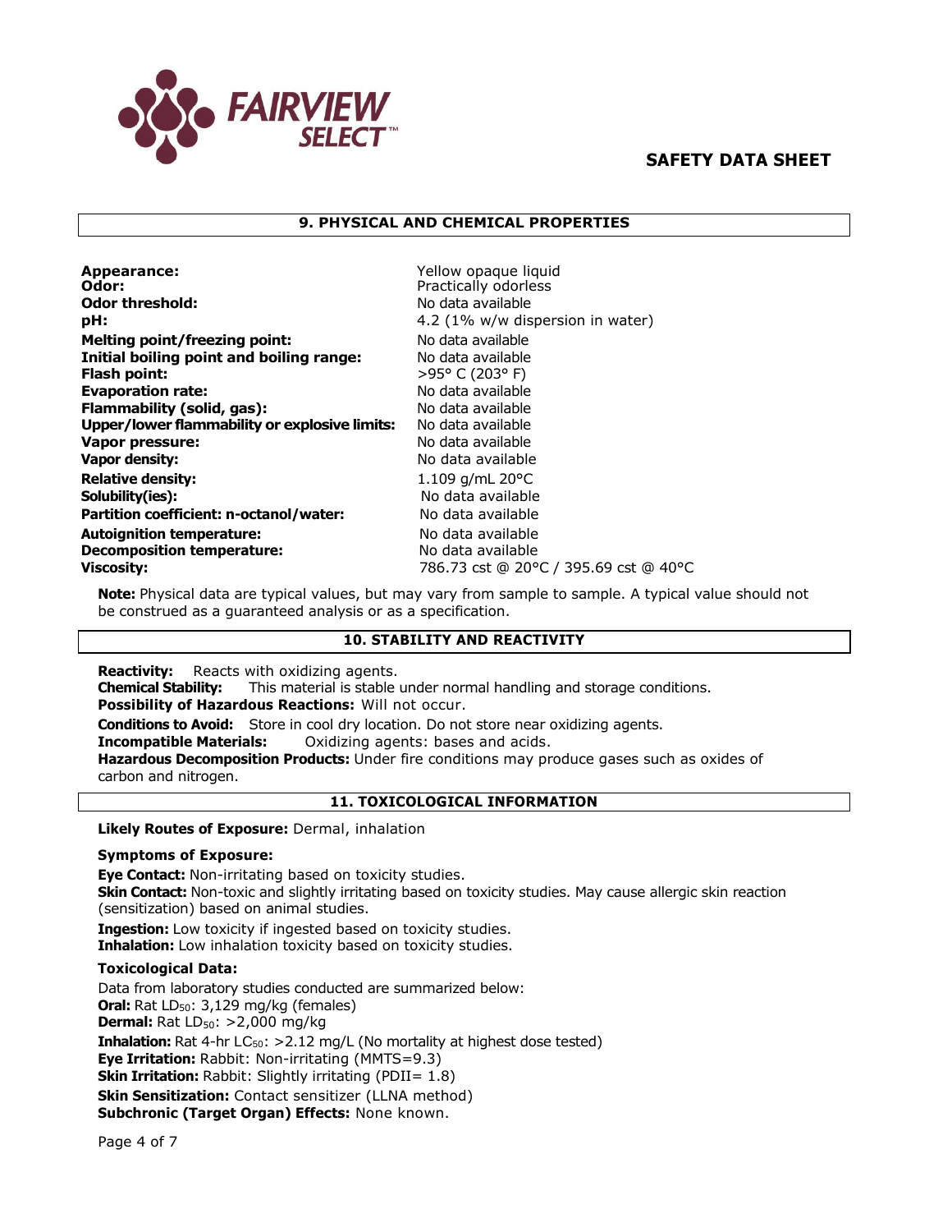## 9. PHYSICAL AND CHEMICAL PROPERTIES

| Property | Value |
|---|---|
| **Appearance:** | Yellow opaque liquid |
| **Odor:** | Practically odorless |
| **Odor threshold:** | No data available |
| **pH:** | 4.2 (1% w/w dispersion in water) |
| **Melting point/freezing point:** | No data available |
| **Initial boiling point and boiling range:** | No data available |
| **Flash point:** | >95° C (203° F) |
| **Evaporation rate:** | No data available |
| **Flammability (solid, gas):** | No data available |
| **Upper/lower flammability or explosive limits:** | No data available |
| **Vapor pressure:** | No data available |
| **Vapor density:** | No data available |
| **Relative density:** | 1.109 g/mL 20°C |
| **Solubility(ies):** | No data available |
| **Partition coefficient: n-octanol/water:** | No data available |
| **Autoignition temperature:** | No data available |
| **Decomposition temperature:** | No data available |
| **Viscosity:** | 786.73 cst @ 20°C / 395.69 cst @ 40°C |

**Note:** Physical data are typical values, but may vary from sample to sample. A typical value should not be construed as a guaranteed analysis or as a specification.

## 10. STABILITY AND REACTIVITY

**Reactivity:** Reacts with oxidizing agents.
**Chemical Stability:** This material is stable under normal handling and storage conditions.
**Possibility of Hazardous Reactions:** Will not occur.
**Conditions to Avoid:** Store in cool dry location. Do not store near oxidizing agents.
**Incompatible Materials:** Oxidizing agents: bases and acids.
**Hazardous Decomposition Products:** Under fire conditions may produce gases such as oxides of carbon and nitrogen.

## 11. TOXICOLOGICAL INFORMATION

**Likely Routes of Exposure:** Dermal, inhalation

**Symptoms of Exposure:**

**Eye Contact:** Non-irritating based on toxicity studies.
**Skin Contact:** Non-toxic and slightly irritating based on toxicity studies. May cause allergic skin reaction (sensitization) based on animal studies.
**Ingestion:** Low toxicity if ingested based on toxicity studies.
**Inhalation:** Low inhalation toxicity based on toxicity studies.

**Toxicological Data:**

Data from laboratory studies conducted are summarized below:
**Oral:** Rat $LD_{50}$: 3,129 mg/kg (females)
**Dermal:** Rat $LD_{50}$: >2,000 mg/kg
**Inhalation:** Rat 4-hr $LC_{50}$: >2.12 mg/L (No mortality at highest dose tested)
**Eye Irritation:** Rabbit: Non-irritating (MMTS=9.3)
**Skin Irritation:** Rabbit: Slightly irritating (PDII= 1.8)
**Skin Sensitization:** Contact sensitizer (LLNA method)
**Subchronic (Target Organ) Effects:** None known.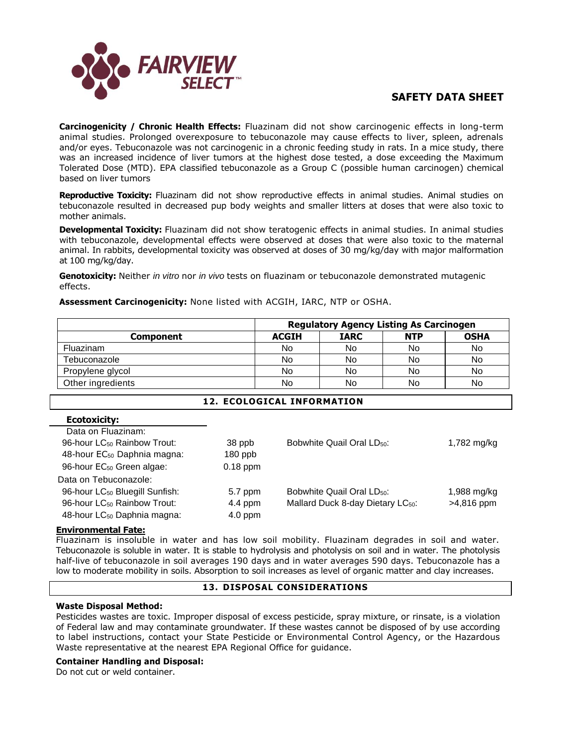**Carcinogenicity / Chronic Health Effects:** Fluazinam did not show carcinogenic effects in long-term animal studies. Prolonged overexposure to tebuconazole may cause effects to liver, spleen, adrenals and/or eyes. Tebuconazole was not carcinogenic in a chronic feeding study in rats. In a mice study, there was an increased incidence of liver tumors at the highest dose tested, a dose exceeding the Maximum Tolerated Dose (MTD). EPA classified tebuconazole as a Group C (possible human carcinogen) chemical based on liver tumors

**Reproductive Toxicity:** Fluazinam did not show reproductive effects in animal studies. Animal studies on tebuconazole resulted in decreased pup body weights and smaller litters at doses that were also toxic to mother animals.

**Developmental Toxicity:** Fluazinam did not show teratogenic effects in animal studies. In animal studies with tebuconazole, developmental effects were observed at doses that were also toxic to the maternal animal. In rabbits, developmental toxicity was observed at doses of 30 mg/kg/day with major malformation at 100 mg/kg/day.

**Genotoxicity:** Neither *in vitro* nor *in vivo* tests on fluazinam or tebuconazole demonstrated mutagenic effects.

**Assessment Carcinogenicity:** None listed with ACGIH, IARC, NTP or OSHA.

| | Regulatory Agency Listing As Carcinogen | | | |
|---|---|---|---|---|
| **Component** | **ACGIH** | **IARC** | **NTP** | **OSHA** |
| Fluazinam | No | No | No | No |
| Tebuconazole | No | No | No | No |
| Propylene glycol | No | No | No | No |
| Other ingredients | No | No | No | No |

## 12. ECOLOGICAL INFORMATION

**Ecotoxicity:**

Data on Fluazinam:

| | | | |
|---|---|---|---|
| 96-hour $LC_{50}$ Rainbow Trout: | 38 ppb | Bobwhite Quail Oral $LD_{50}$: | 1,782 mg/kg |
| 48-hour $EC_{50}$ Daphnia magna: | 180 ppb | | |
| 96-hour $EC_{50}$ Green algae: | 0.18 ppm | | |

Data on Tebuconazole:

| | | | |
|---|---|---|---|
| 96-hour $LC_{50}$ Bluegill Sunfish: | 5.7 ppm | Bobwhite Quail Oral $LD_{50}$: | 1,988 mg/kg |
| 96-hour $LC_{50}$ Rainbow Trout: | 4.4 ppm | Mallard Duck 8-day Dietary $LC_{50}$: | >4,816 ppm |
| 48-hour $LC_{50}$ Daphnia magna: | 4.0 ppm | | |

**Environmental Fate:**

Fluazinam is insoluble in water and has low soil mobility. Fluazinam degrades in soil and water. Tebuconazole is soluble in water. It is stable to hydrolysis and photolysis on soil and in water. The photolysis half-live of tebuconazole in soil averages 190 days and in water averages 590 days. Tebuconazole has a low to moderate mobility in soils. Absorption to soil increases as level of organic matter and clay increases.

## 13. DISPOSAL CONSIDERATIONS

**Waste Disposal Method:**

Pesticides wastes are toxic. Improper disposal of excess pesticide, spray mixture, or rinsate, is a violation of Federal law and may contaminate groundwater. If these wastes cannot be disposed of by use according to label instructions, contact your State Pesticide or Environmental Control Agency, or the Hazardous Waste representative at the nearest EPA Regional Office for guidance.

**Container Handling and Disposal:**

Do not cut or weld container.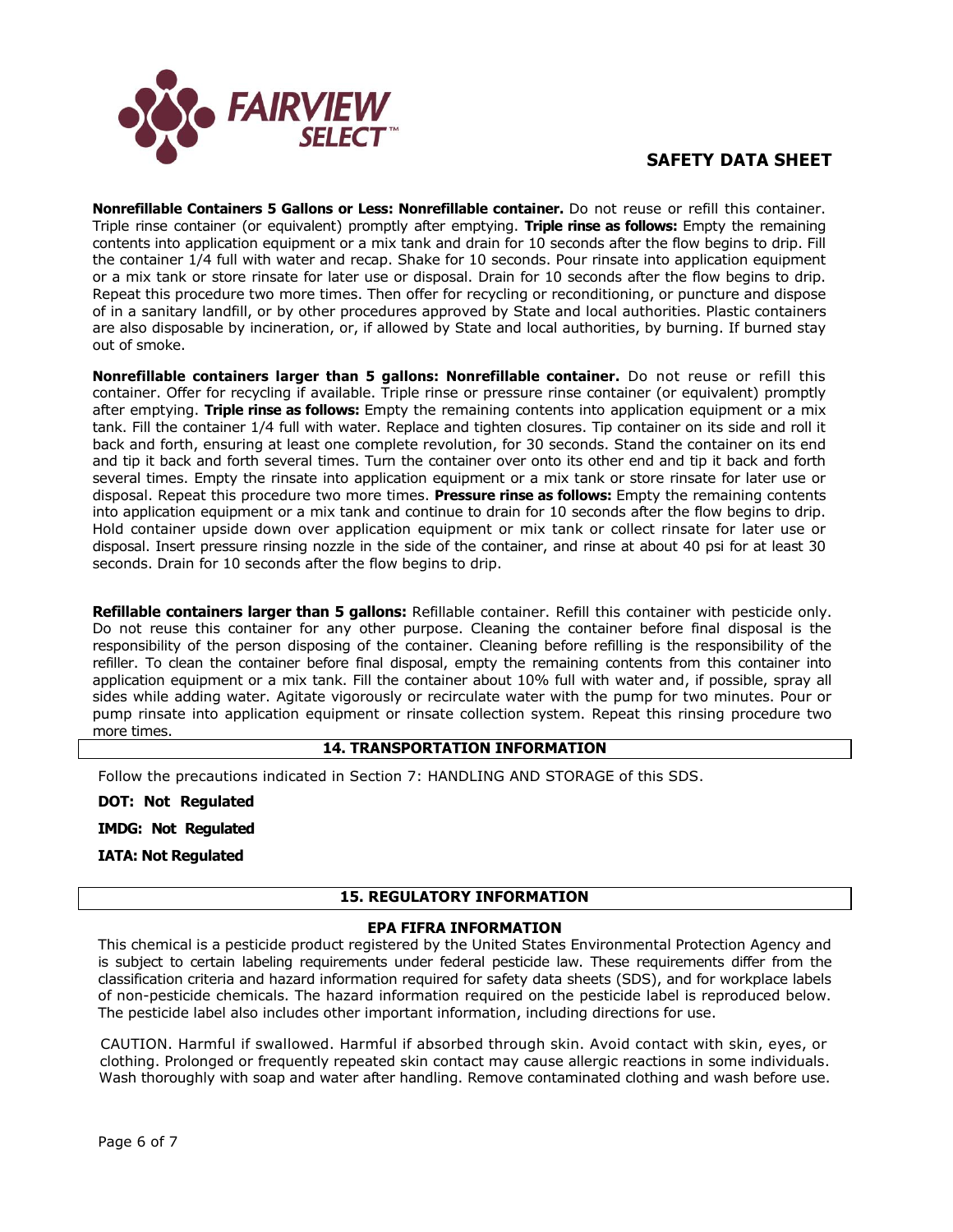**Nonrefillable Containers 5 Gallons or Less: Nonrefillable container.** Do not reuse or refill this container. Triple rinse container (or equivalent) promptly after emptying. **Triple rinse as follows:** Empty the remaining contents into application equipment or a mix tank and drain for 10 seconds after the flow begins to drip. Fill the container 1/4 full with water and recap. Shake for 10 seconds. Pour rinsate into application equipment or a mix tank or store rinsate for later use or disposal. Drain for 10 seconds after the flow begins to drip. Repeat this procedure two more times. Then offer for recycling or reconditioning, or puncture and dispose of in a sanitary landfill, or by other procedures approved by State and local authorities. Plastic containers are also disposable by incineration, or, if allowed by State and local authorities, by burning. If burned stay out of smoke.

**Nonrefillable containers larger than 5 gallons: Nonrefillable container.** Do not reuse or refill this container. Offer for recycling if available. Triple rinse or pressure rinse container (or equivalent) promptly after emptying. **Triple rinse as follows:** Empty the remaining contents into application equipment or a mix tank. Fill the container 1/4 full with water. Replace and tighten closures. Tip container on its side and roll it back and forth, ensuring at least one complete revolution, for 30 seconds. Stand the container on its end and tip it back and forth several times. Turn the container over onto its other end and tip it back and forth several times. Empty the rinsate into application equipment or a mix tank or store rinsate for later use or disposal. Repeat this procedure two more times. **Pressure rinse as follows:** Empty the remaining contents into application equipment or a mix tank and continue to drain for 10 seconds after the flow begins to drip. Hold container upside down over application equipment or mix tank or collect rinsate for later use or disposal. Insert pressure rinsing nozzle in the side of the container, and rinse at about 40 psi for at least 30 seconds. Drain for 10 seconds after the flow begins to drip.

**Refillable containers larger than 5 gallons:** Refillable container. Refill this container with pesticide only. Do not reuse this container for any other purpose. Cleaning the container before final disposal is the responsibility of the person disposing of the container. Cleaning before refilling is the responsibility of the refiller. To clean the container before final disposal, empty the remaining contents from this container into application equipment or a mix tank. Fill the container about 10% full with water and, if possible, spray all sides while adding water. Agitate vigorously or recirculate water with the pump for two minutes. Pour or pump rinsate into application equipment or rinsate collection system. Repeat this rinsing procedure two more times.

## 14. TRANSPORTATION INFORMATION

Follow the precautions indicated in Section 7: HANDLING AND STORAGE of this SDS.

**DOT: Not Regulated**

**IMDG: Not Regulated**

**IATA: Not Regulated**

## 15. REGULATORY INFORMATION

### EPA FIFRA INFORMATION

This chemical is a pesticide product registered by the United States Environmental Protection Agency and is subject to certain labeling requirements under federal pesticide law. These requirements differ from the classification criteria and hazard information required for safety data sheets (SDS), and for workplace labels of non-pesticide chemicals. The hazard information required on the pesticide label is reproduced below. The pesticide label also includes other important information, including directions for use.

CAUTION. Harmful if swallowed. Harmful if absorbed through skin. Avoid contact with skin, eyes, or clothing. Prolonged or frequently repeated skin contact may cause allergic reactions in some individuals. Wash thoroughly with soap and water after handling. Remove contaminated clothing and wash before use.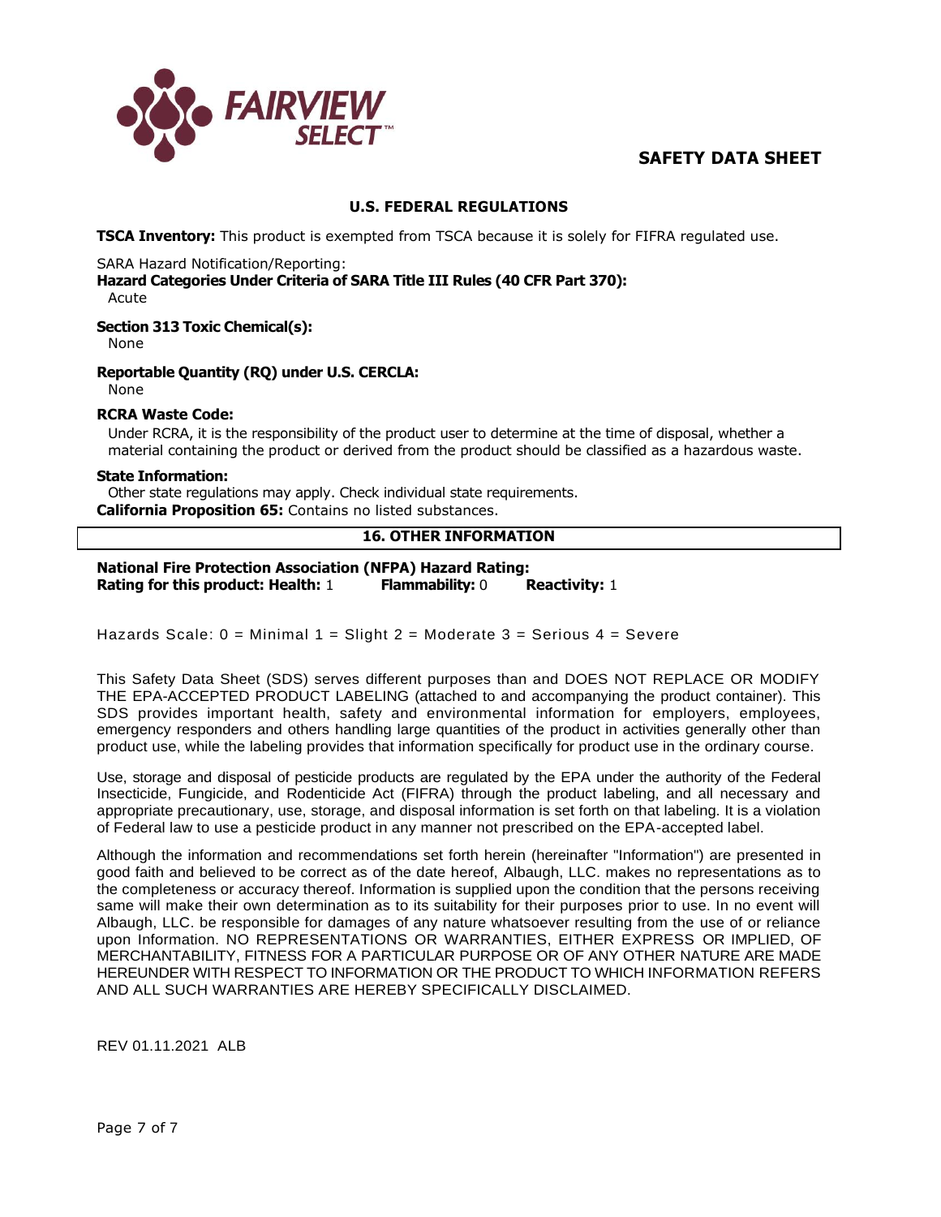# SAFETY DATA SHEET

### U.S. FEDERAL REGULATIONS

**TSCA Inventory:** This product is exempted from TSCA because it is solely for FIFRA regulated use.

SARA Hazard Notification/Reporting:

**Hazard Categories Under Criteria of SARA Title III Rules (40 CFR Part 370):**
Acute

**Section 313 Toxic Chemical(s):**
None

**Reportable Quantity (RQ) under U.S. CERCLA:**
None

**RCRA Waste Code:**
Under RCRA, it is the responsibility of the product user to determine at the time of disposal, whether a material containing the product or derived from the product should be classified as a hazardous waste.

**State Information:**
Other state regulations may apply. Check individual state requirements.

**California Proposition 65:** Contains no listed substances.

## 16. OTHER INFORMATION

**National Fire Protection Association (NFPA) Hazard Rating:**
**Rating for this product: Health:** 1 **Flammability:** 0 **Reactivity:** 1

Hazards Scale: 0 = Minimal 1 = Slight 2 = Moderate 3 = Serious 4 = Severe

This Safety Data Sheet (SDS) serves different purposes than and DOES NOT REPLACE OR MODIFY THE EPA-ACCEPTED PRODUCT LABELING (attached to and accompanying the product container). This SDS provides important health, safety and environmental information for employers, employees, emergency responders and others handling large quantities of the product in activities generally other than product use, while the labeling provides that information specifically for product use in the ordinary course.

Use, storage and disposal of pesticide products are regulated by the EPA under the authority of the Federal Insecticide, Fungicide, and Rodenticide Act (FIFRA) through the product labeling, and all necessary and appropriate precautionary, use, storage, and disposal information is set forth on that labeling. It is a violation of Federal law to use a pesticide product in any manner not prescribed on the EPA-accepted label.

Although the information and recommendations set forth herein (hereinafter "Information") are presented in good faith and believed to be correct as of the date hereof, Albaugh, LLC. makes no representations as to the completeness or accuracy thereof. Information is supplied upon the condition that the persons receiving same will make their own determination as to its suitability for their purposes prior to use. In no event will Albaugh, LLC. be responsible for damages of any nature whatsoever resulting from the use of or reliance upon Information. NO REPRESENTATIONS OR WARRANTIES, EITHER EXPRESS OR IMPLIED, OF MERCHANTABILITY, FITNESS FOR A PARTICULAR PURPOSE OR OF ANY OTHER NATURE ARE MADE HEREUNDER WITH RESPECT TO INFORMATION OR THE PRODUCT TO WHICH INFORMATION REFERS AND ALL SUCH WARRANTIES ARE HEREBY SPECIFICALLY DISCLAIMED.

REV 01.11.2021 ALB